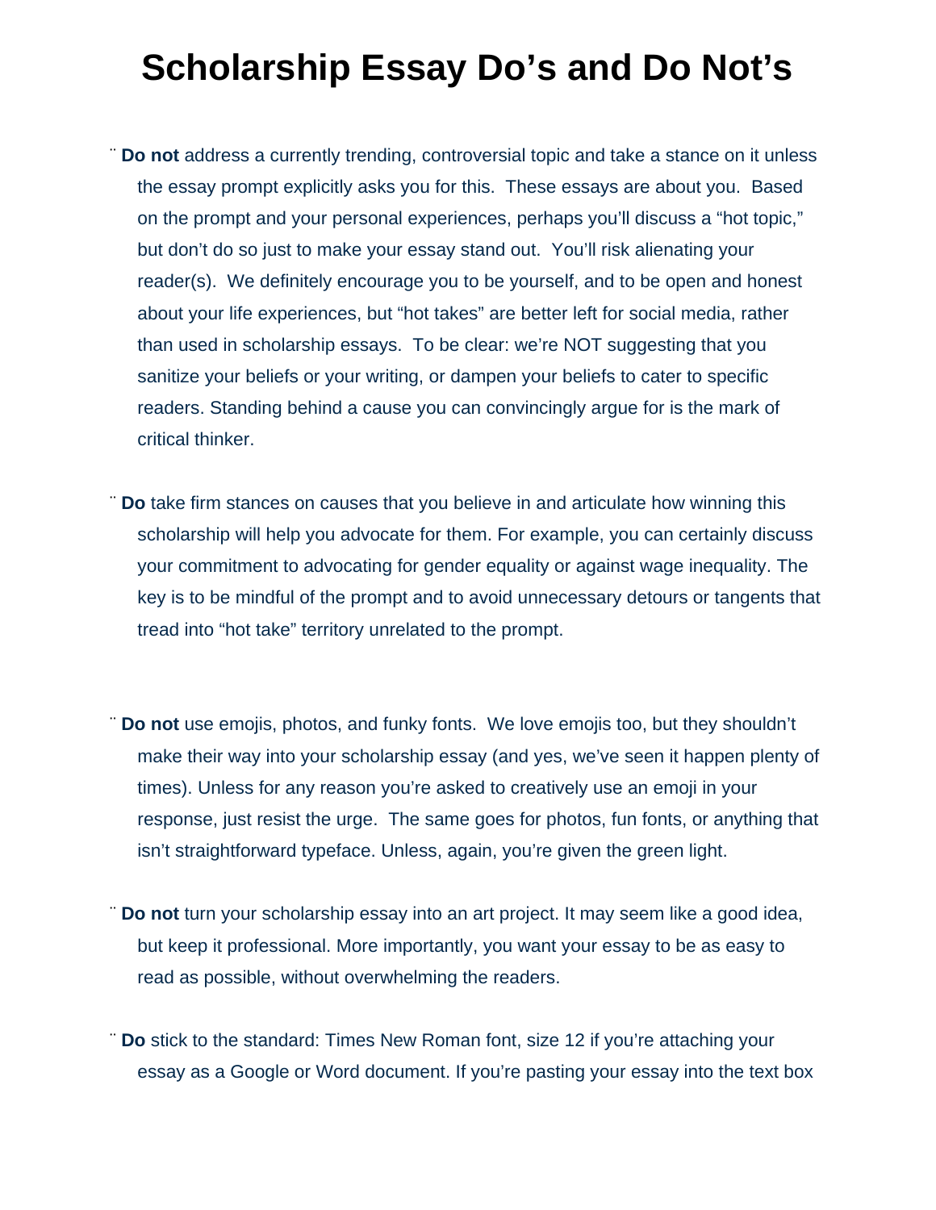# Scholarship Essay Do's and Do Not's

- **Do not** address a currently trending, controversial topic and take a stance on it unless the essay prompt explicitly asks you for this. These essays are about you. Based on the prompt and your personal experiences, perhaps you'll discuss a "hot topic," but don't do so just to make your essay stand out. You'll risk alienating your reader(s). We definitely encourage you to be yourself, and to be open and honest about your life experiences, but "hot takes" are better left for social media, rather than used in scholarship essays. To be clear: we're NOT suggesting that you sanitize your beliefs or your writing, or dampen your beliefs to cater to specific readers. Standing behind a cause you can convincingly argue for is the mark of critical thinker.

- **Do** take firm stances on causes that you believe in and articulate how winning this scholarship will help you advocate for them. For example, you can certainly discuss your commitment to advocating for gender equality or against wage inequality. The key is to be mindful of the prompt and to avoid unnecessary detours or tangents that tread into "hot take" territory unrelated to the prompt.

- **Do not** use emojis, photos, and funky fonts. We love emojis too, but they shouldn't make their way into your scholarship essay (and yes, we've seen it happen plenty of times). Unless for any reason you're asked to creatively use an emoji in your response, just resist the urge. The same goes for photos, fun fonts, or anything that isn't straightforward typeface. Unless, again, you're given the green light.

- **Do not** turn your scholarship essay into an art project. It may seem like a good idea, but keep it professional. More importantly, you want your essay to be as easy to read as possible, without overwhelming the readers.

- **Do** stick to the standard: Times New Roman font, size 12 if you're attaching your essay as a Google or Word document. If you're pasting your essay into the text box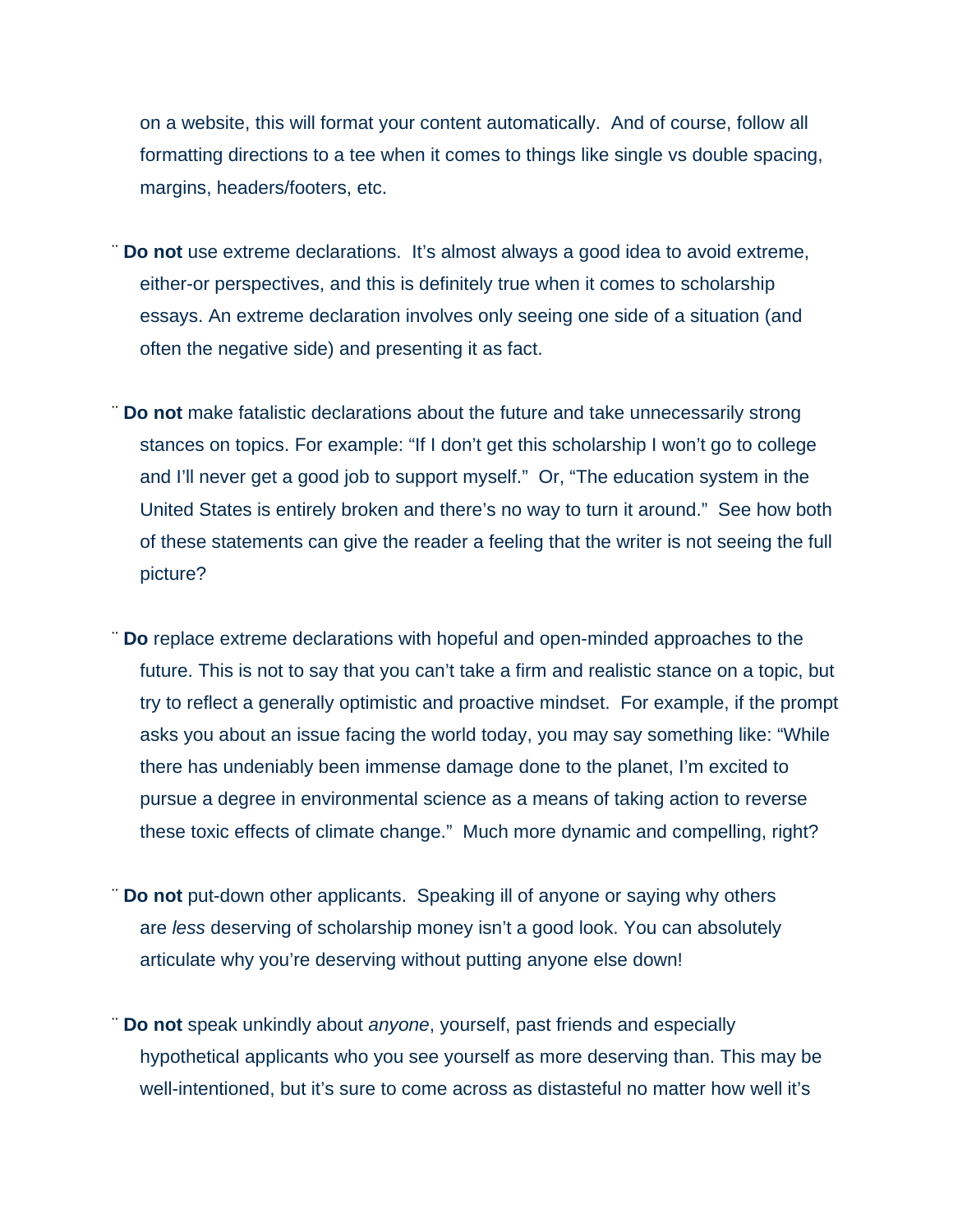on a website, this will format your content automatically. And of course, follow all formatting directions to a tee when it comes to things like single vs double spacing, margins, headers/footers, etc.

- **Do not** use extreme declarations. It's almost always a good idea to avoid extreme, either-or perspectives, and this is definitely true when it comes to scholarship essays. An extreme declaration involves only seeing one side of a situation (and often the negative side) and presenting it as fact.

- **Do not** make fatalistic declarations about the future and take unnecessarily strong stances on topics. For example: "If I don't get this scholarship I won't go to college and I'll never get a good job to support myself." Or, "The education system in the United States is entirely broken and there's no way to turn it around." See how both of these statements can give the reader a feeling that the writer is not seeing the full picture?

- **Do** replace extreme declarations with hopeful and open-minded approaches to the future. This is not to say that you can't take a firm and realistic stance on a topic, but try to reflect a generally optimistic and proactive mindset. For example, if the prompt asks you about an issue facing the world today, you may say something like: "While there has undeniably been immense damage done to the planet, I'm excited to pursue a degree in environmental science as a means of taking action to reverse these toxic effects of climate change." Much more dynamic and compelling, right?

- **Do not** put-down other applicants. Speaking ill of anyone or saying why others are *less* deserving of scholarship money isn't a good look. You can absolutely articulate why you're deserving without putting anyone else down!

- **Do not** speak unkindly about *anyone*, yourself, past friends and especially hypothetical applicants who you see yourself as more deserving than. This may be well-intentioned, but it's sure to come across as distasteful no matter how well it's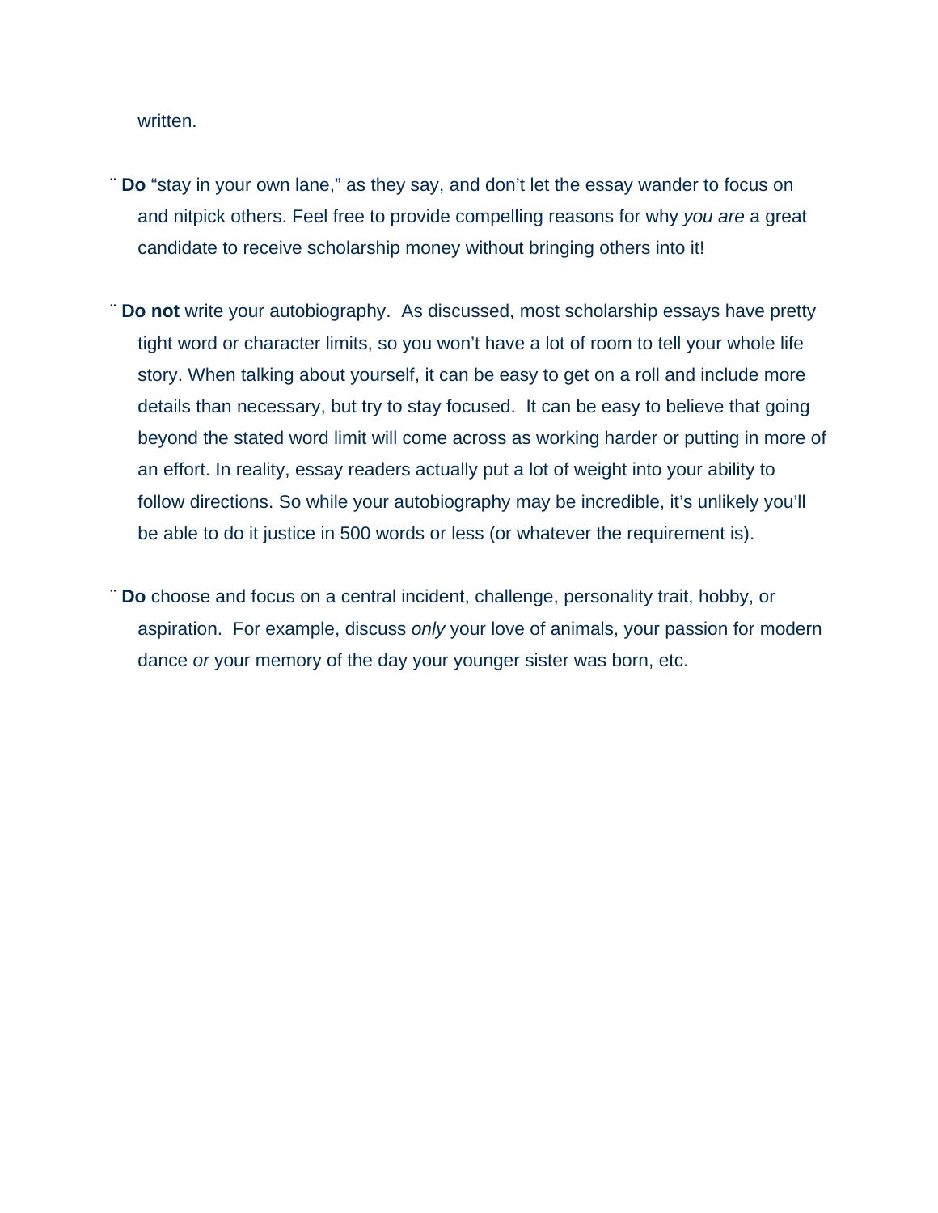written.

- **Do** “stay in your own lane,” as they say, and don’t let the essay wander to focus on and nitpick others. Feel free to provide compelling reasons for why *you are* a great candidate to receive scholarship money without bringing others into it!

- **Do not** write your autobiography. As discussed, most scholarship essays have pretty tight word or character limits, so you won’t have a lot of room to tell your whole life story. When talking about yourself, it can be easy to get on a roll and include more details than necessary, but try to stay focused. It can be easy to believe that going beyond the stated word limit will come across as working harder or putting in more of an effort. In reality, essay readers actually put a lot of weight into your ability to follow directions. So while your autobiography may be incredible, it’s unlikely you’ll be able to do it justice in 500 words or less (or whatever the requirement is).

- **Do** choose and focus on a central incident, challenge, personality trait, hobby, or aspiration. For example, discuss *only* your love of animals, your passion for modern dance *or* your memory of the day your younger sister was born, etc.